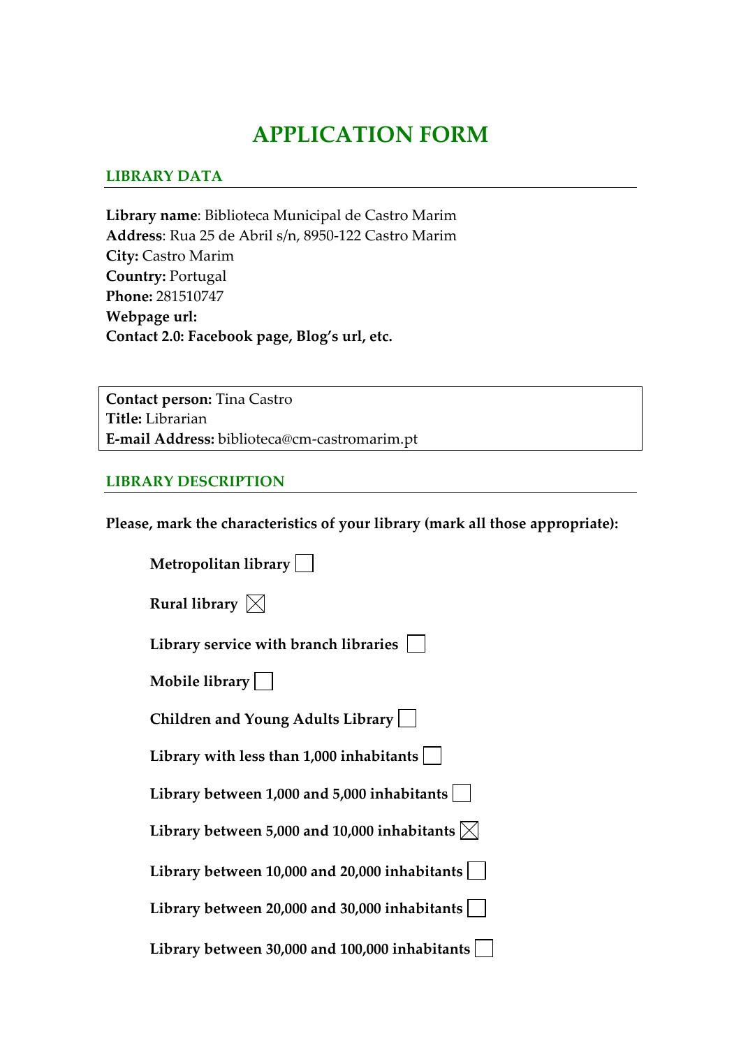# APPLICATION FORM

## LIBRARY DATA

**Library name**: Biblioteca Municipal de Castro Marim
**Address**: Rua 25 de Abril s/n, 8950-122 Castro Marim
**City:** Castro Marim
**Country:** Portugal
**Phone:** 281510747
**Webpage url:**
**Contact 2.0: Facebook page, Blog's url, etc.**

**Contact person:** Tina Castro
**Title:** Librarian
**E-mail Address:** biblioteca@cm-castromarim.pt

## LIBRARY DESCRIPTION

**Please, mark the characteristics of your library (mark all those appropriate):**

- **Metropolitan library** ☐
- **Rural library** ☒
- **Library service with branch libraries** ☐
- **Mobile library** ☐
- **Children and Young Adults Library** ☐
- **Library with less than 1,000 inhabitants** ☐
- **Library between 1,000 and 5,000 inhabitants** ☐
- **Library between 5,000 and 10,000 inhabitants** ☒
- **Library between 10,000 and 20,000 inhabitants** ☐
- **Library between 20,000 and 30,000 inhabitants** ☐
- **Library between 30,000 and 100,000 inhabitants** ☐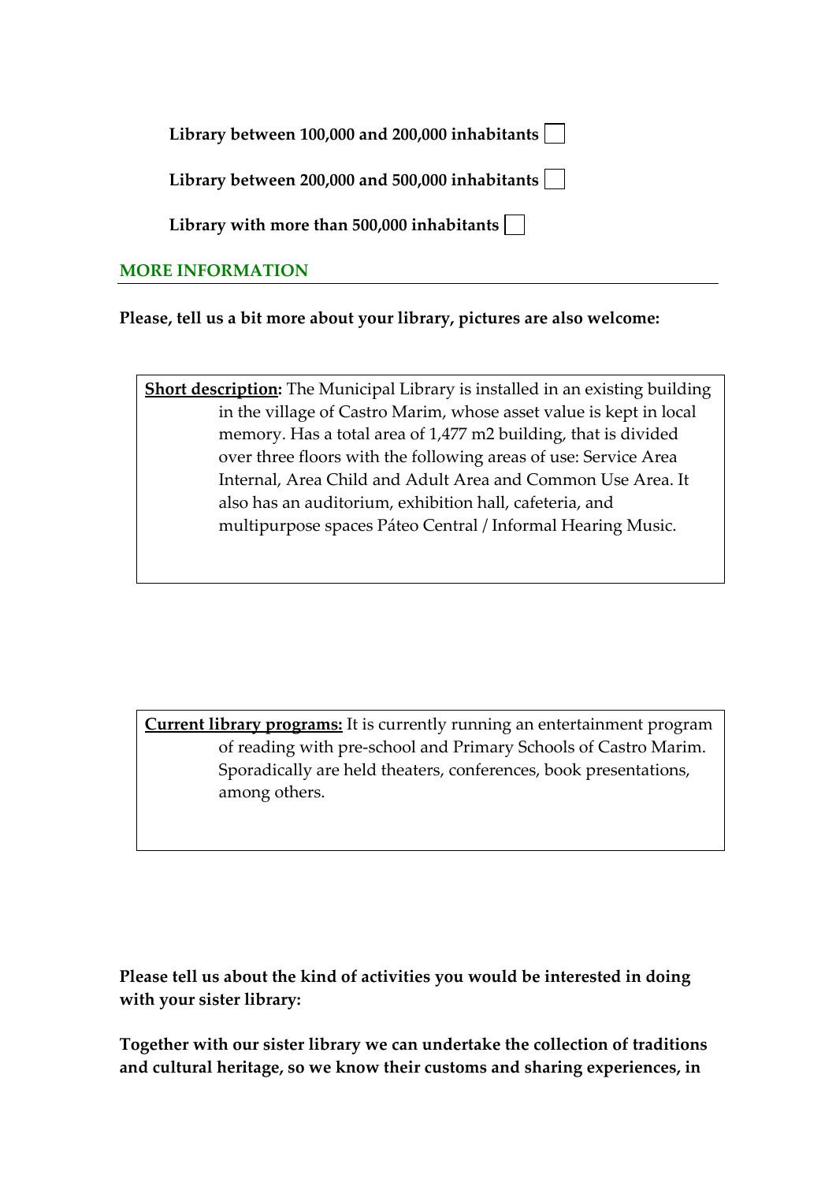**Library between 100,000 and 200,000 inhabitants** ☐

**Library between 200,000 and 500,000 inhabitants** ☐

**Library with more than 500,000 inhabitants** ☐

## MORE INFORMATION

**Please, tell us a bit more about your library, pictures are also welcome:**

**Short description:** The Municipal Library is installed in an existing building in the village of Castro Marim, whose asset value is kept in local memory. Has a total area of 1,477 m2 building, that is divided over three floors with the following areas of use: Service Area Internal, Area Child and Adult Area and Common Use Area. It also has an auditorium, exhibition hall, cafeteria, and multipurpose spaces Páteo Central / Informal Hearing Music.

**Current library programs:** It is currently running an entertainment program of reading with pre-school and Primary Schools of Castro Marim. Sporadically are held theaters, conferences, book presentations, among others.

**Please tell us about the kind of activities you would be interested in doing with your sister library:**

**Together with our sister library we can undertake the collection of traditions and cultural heritage, so we know their customs and sharing experiences, in**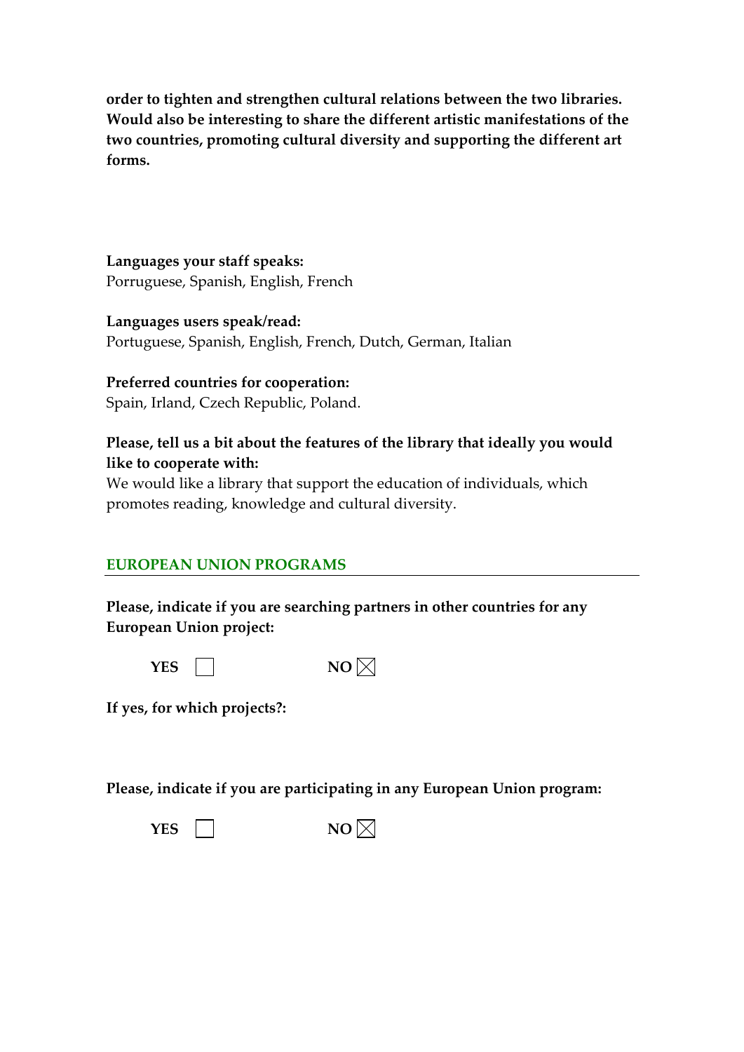**order to tighten and strengthen cultural relations between the two libraries. Would also be interesting to share the different artistic manifestations of the two countries, promoting cultural diversity and supporting the different art forms.**

**Languages your staff speaks:**
Porruguese, Spanish, English, French

**Languages users speak/read:**
Portuguese, Spanish, English, French, Dutch, German, Italian

**Preferred countries for cooperation:**
Spain, Irland, Czech Republic, Poland.

**Please, tell us a bit about the features of the library that ideally you would like to cooperate with:**
We would like a library that support the education of individuals, which promotes reading, knowledge and cultural diversity.

## EUROPEAN UNION PROGRAMS

**Please, indicate if you are searching partners in other countries for any European Union project:**

**YES** ☐ **NO** ☒

**If yes, for which projects?:**

**Please, indicate if you are participating in any European Union program:**

**YES** ☐ **NO** ☒